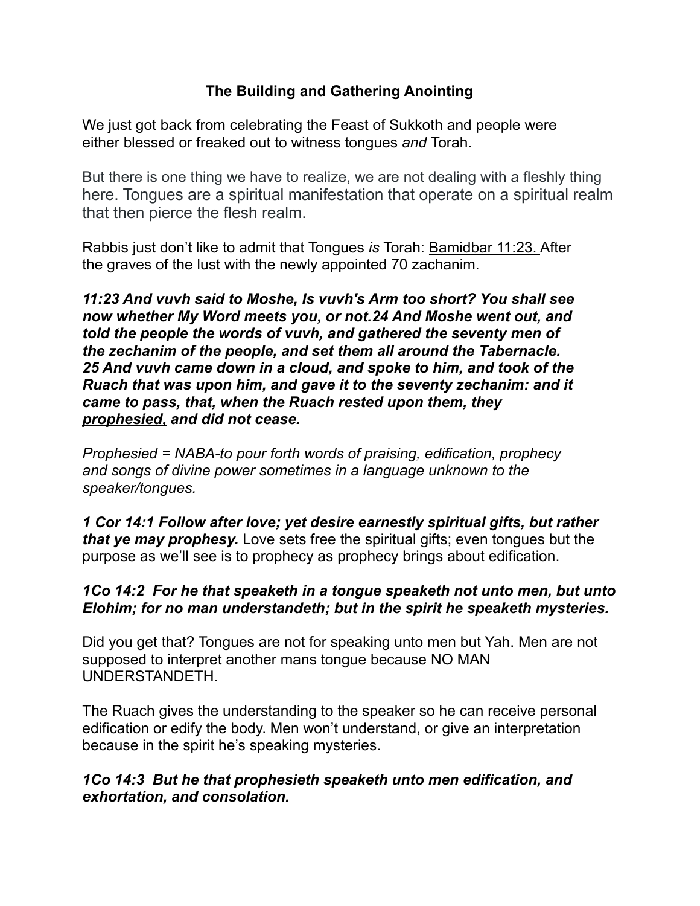## The Building and Gathering Anointing

We just got back from celebrating the Feast of Sukkoth and people were either blessed or freaked out to witness tongues *and* Torah.

But there is one thing we have to realize, we are not dealing with a fleshly thing here. Tongues are a spiritual manifestation that operate on a spiritual realm that then pierce the flesh realm.

Rabbis just don't like to admit that Tongues *is* Torah: Bamidbar 11:23. After the graves of the lust with the newly appointed 70 zachanim.

***11:23 And vuvh said to Moshe, Is vuvh's Arm too short? You shall see now whether My Word meets you, or not.24 And Moshe went out, and told the people the words of vuvh, and gathered the seventy men of the zechanim of the people, and set them all around the Tabernacle. 25 And vuvh came down in a cloud, and spoke to him, and took of the Ruach that was upon him, and gave it to the seventy zechanim: and it came to pass, that, when the Ruach rested upon them, they prophesied, and did not cease.***

*Prophesied = NABA-to pour forth words of praising, edification, prophecy and songs of divine power sometimes in a language unknown to the speaker/tongues.*

***1 Cor 14:1 Follow after love; yet desire earnestly spiritual gifts, but rather that ye may prophesy.*** Love sets free the spiritual gifts; even tongues but the purpose as we'll see is to prophecy as prophecy brings about edification.

***1Co 14:2 For he that speaketh in a tongue speaketh not unto men, but unto Elohim; for no man understandeth; but in the spirit he speaketh mysteries.***

Did you get that? Tongues are not for speaking unto men but Yah. Men are not supposed to interpret another mans tongue because NO MAN UNDERSTANDETH.

The Ruach gives the understanding to the speaker so he can receive personal edification or edify the body. Men won't understand, or give an interpretation because in the spirit he's speaking mysteries.

***1Co 14:3 But he that prophesieth speaketh unto men edification, and exhortation, and consolation.***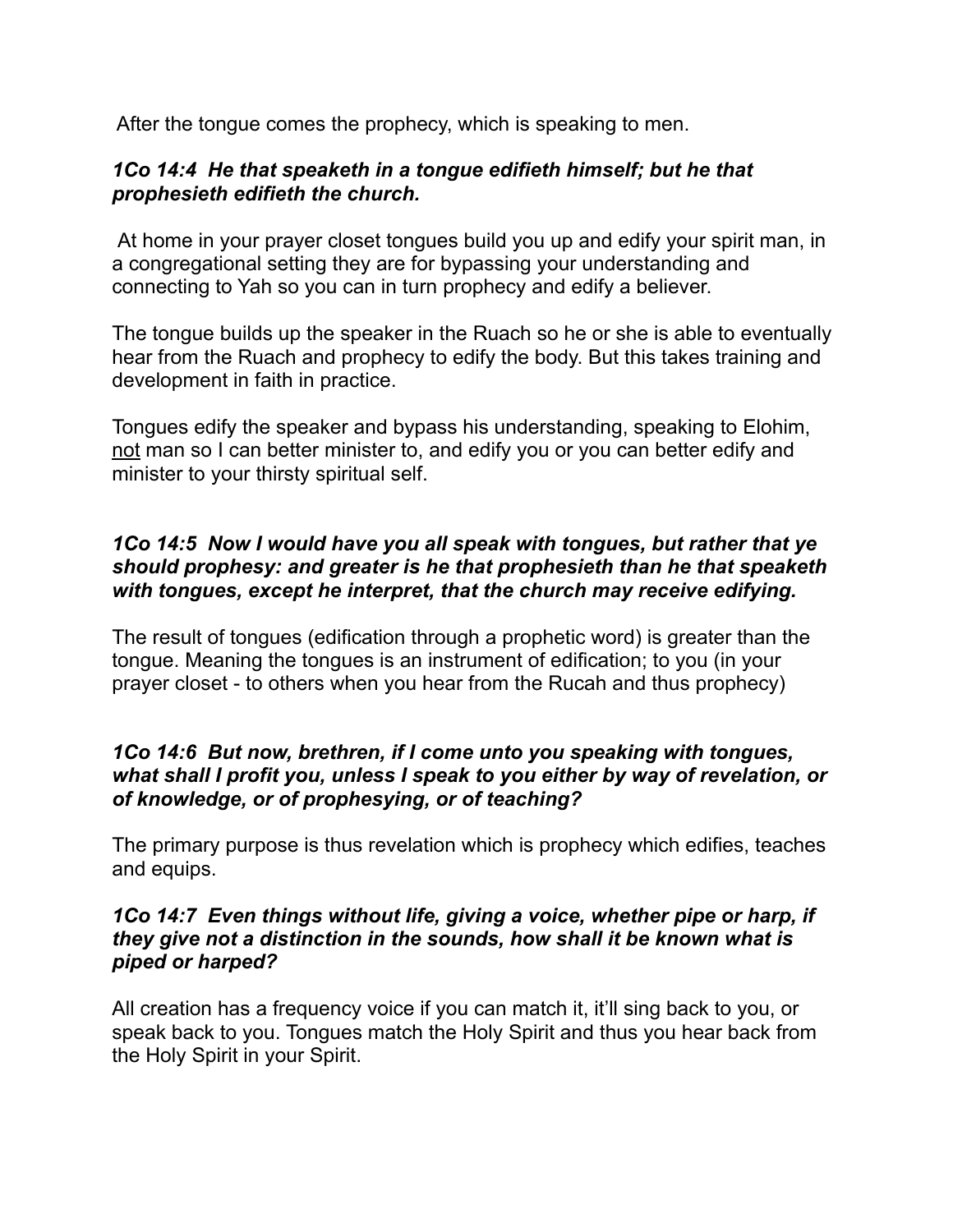After the tongue comes the prophecy, which is speaking to men.

***1Co 14:4  He that speaketh in a tongue edifieth himself; but he that prophesieth edifieth the church.***

At home in your prayer closet tongues build you up and edify your spirit man, in a congregational setting they are for bypassing your understanding and connecting to Yah so you can in turn prophecy and edify a believer.

The tongue builds up the speaker in the Ruach so he or she is able to eventually hear from the Ruach and prophecy to edify the body. But this takes training and development in faith in practice.

Tongues edify the speaker and bypass his understanding, speaking to Elohim, <u>not</u> man so I can better minister to, and edify you or you can better edify and minister to your thirsty spiritual self.

***1Co 14:5  Now I would have you all speak with tongues, but rather that ye should prophesy: and greater is he that prophesieth than he that speaketh with tongues, except he interpret, that the church may receive edifying.***

The result of tongues (edification through a prophetic word) is greater than the tongue. Meaning the tongues is an instrument of edification; to you (in your prayer closet - to others when you hear from the Rucah and thus prophecy)

***1Co 14:6  But now, brethren, if I come unto you speaking with tongues, what shall I profit you, unless I speak to you either by way of revelation, or of knowledge, or of prophesying, or of teaching?***

The primary purpose is thus revelation which is prophecy which edifies, teaches and equips.

***1Co 14:7  Even things without life, giving a voice, whether pipe or harp, if they give not a distinction in the sounds, how shall it be known what is piped or harped?***

All creation has a frequency voice if you can match it, it'll sing back to you, or speak back to you. Tongues match the Holy Spirit and thus you hear back from the Holy Spirit in your Spirit.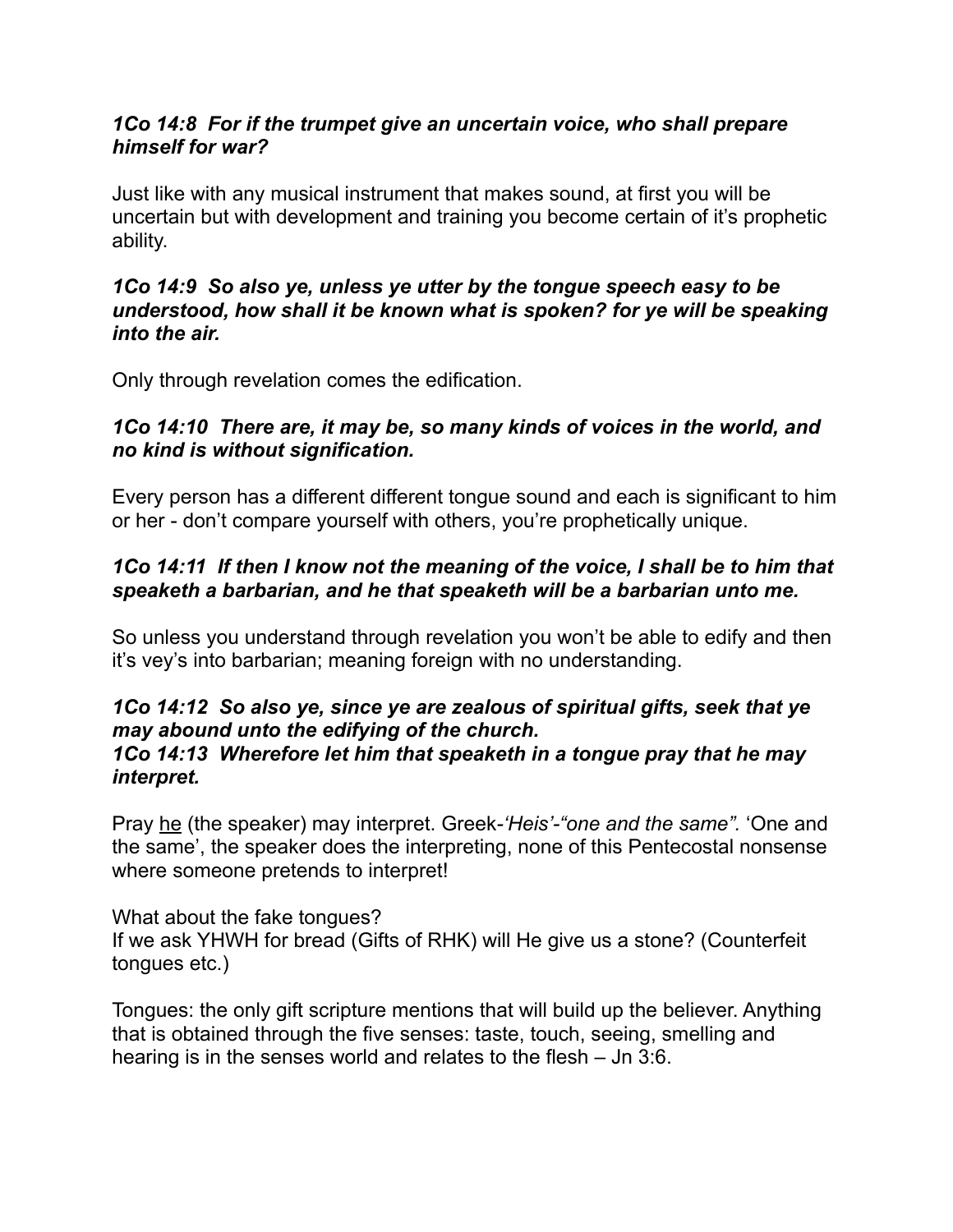***1Co 14:8  For if the trumpet give an uncertain voice, who shall prepare himself for war?***

Just like with any musical instrument that makes sound, at first you will be uncertain but with development and training you become certain of it's prophetic ability.

***1Co 14:9  So also ye, unless ye utter by the tongue speech easy to be understood, how shall it be known what is spoken? for ye will be speaking into the air.***

Only through revelation comes the edification.

***1Co 14:10  There are, it may be, so many kinds of voices in the world, and no kind is without signification.***

Every person has a different different tongue sound and each is significant to him or her - don't compare yourself with others, you're prophetically unique.

***1Co 14:11  If then I know not the meaning of the voice, I shall be to him that speaketh a barbarian, and he that speaketh will be a barbarian unto me.***

So unless you understand through revelation you won't be able to edify and then it's vey's into barbarian; meaning foreign with no understanding.

***1Co 14:12  So also ye, since ye are zealous of spiritual gifts, seek that ye may abound unto the edifying of the church.***
***1Co 14:13  Wherefore let him that speaketh in a tongue pray that he may interpret.***

Pray <u>he</u> (the speaker) may interpret. Greek-*'Heis'-"one and the same".* 'One and the same', the speaker does the interpreting, none of this Pentecostal nonsense where someone pretends to interpret!

What about the fake tongues?
If we ask YHWH for bread (Gifts of RHK) will He give us a stone? (Counterfeit tongues etc.)

Tongues: the only gift scripture mentions that will build up the believer. Anything that is obtained through the five senses: taste, touch, seeing, smelling and hearing is in the senses world and relates to the flesh – Jn 3:6.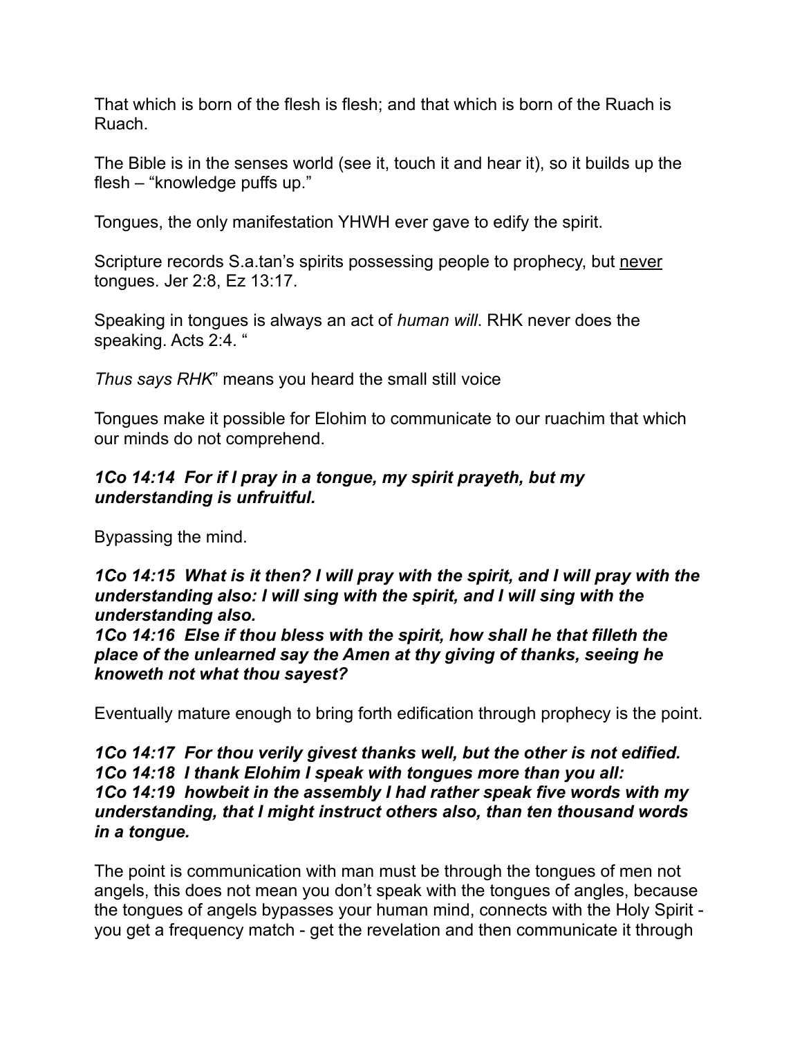That which is born of the flesh is flesh; and that which is born of the Ruach is Ruach.

The Bible is in the senses world (see it, touch it and hear it), so it builds up the flesh – “knowledge puffs up.”

Tongues, the only manifestation YHWH ever gave to edify the spirit.

Scripture records S.a.tan’s spirits possessing people to prophecy, but <u>never</u> tongues. Jer 2:8, Ez 13:17.

Speaking in tongues is always an act of *human will*. RHK never does the speaking. Acts 2:4. “

*Thus says RHK*” means you heard the small still voice

Tongues make it possible for Elohim to communicate to our ruachim that which our minds do not comprehend.

***1Co 14:14 For if I pray in a tongue, my spirit prayeth, but my understanding is unfruitful.***

Bypassing the mind.

***1Co 14:15 What is it then? I will pray with the spirit, and I will pray with the understanding also: I will sing with the spirit, and I will sing with the understanding also.***
***1Co 14:16 Else if thou bless with the spirit, how shall he that filleth the place of the unlearned say the Amen at thy giving of thanks, seeing he knoweth not what thou sayest?***

Eventually mature enough to bring forth edification through prophecy is the point.

***1Co 14:17 For thou verily givest thanks well, but the other is not edified.***
***1Co 14:18 I thank Elohim I speak with tongues more than you all:***
***1Co 14:19 howbeit in the assembly I had rather speak five words with my understanding, that I might instruct others also, than ten thousand words in a tongue.***

The point is communication with man must be through the tongues of men not angels, this does not mean you don’t speak with the tongues of angles, because the tongues of angels bypasses your human mind, connects with the Holy Spirit - you get a frequency match - get the revelation and then communicate it through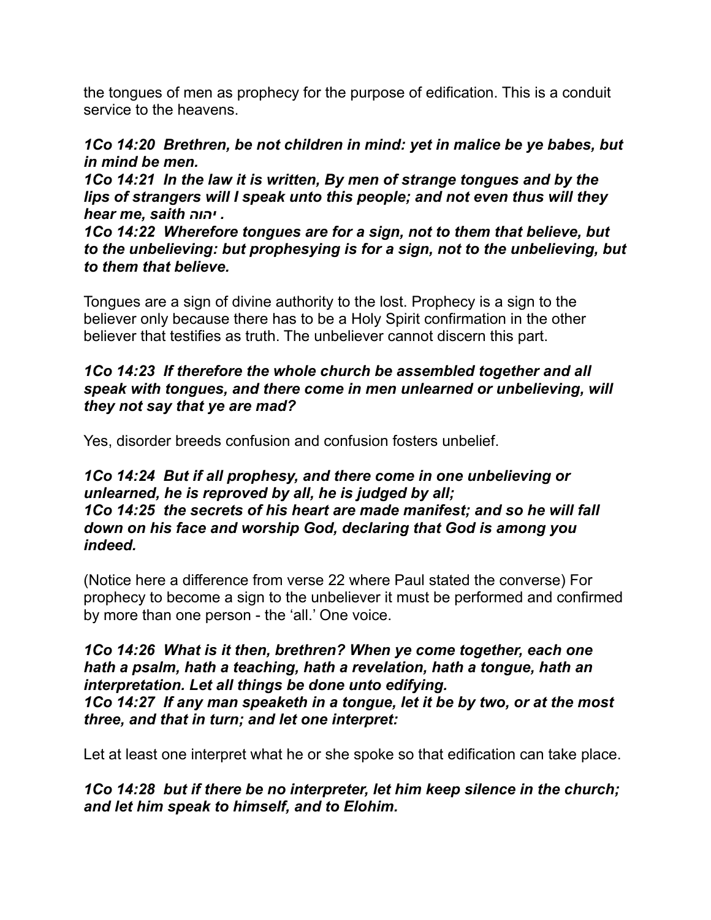the tongues of men as prophecy for the purpose of edification. This is a conduit service to the heavens.

***1Co 14:20  Brethren, be not children in mind: yet in malice be ye babes, but in mind be men.***
***1Co 14:21  In the law it is written, By men of strange tongues and by the lips of strangers will I speak unto this people; and not even thus will they hear me, saith יהוה .***
***1Co 14:22  Wherefore tongues are for a sign, not to them that believe, but to the unbelieving: but prophesying is for a sign, not to the unbelieving, but to them that believe.***

Tongues are a sign of divine authority to the lost. Prophecy is a sign to the believer only because there has to be a Holy Spirit confirmation in the other believer that testifies as truth. The unbeliever cannot discern this part.

***1Co 14:23  If therefore the whole church be assembled together and all speak with tongues, and there come in men unlearned or unbelieving, will they not say that ye are mad?***

Yes, disorder breeds confusion and confusion fosters unbelief.

***1Co 14:24  But if all prophesy, and there come in one unbelieving or unlearned, he is reproved by all, he is judged by all;***
***1Co 14:25  the secrets of his heart are made manifest; and so he will fall down on his face and worship God, declaring that God is among you indeed.***

(Notice here a difference from verse 22 where Paul stated the converse) For prophecy to become a sign to the unbeliever it must be performed and confirmed by more than one person - the 'all.' One voice.

***1Co 14:26  What is it then, brethren? When ye come together, each one hath a psalm, hath a teaching, hath a revelation, hath a tongue, hath an interpretation. Let all things be done unto edifying.***
***1Co 14:27  If any man speaketh in a tongue, let it be by two, or at the most three, and that in turn; and let one interpret:***

Let at least one interpret what he or she spoke so that edification can take place.

***1Co 14:28  but if there be no interpreter, let him keep silence in the church; and let him speak to himself, and to Elohim.***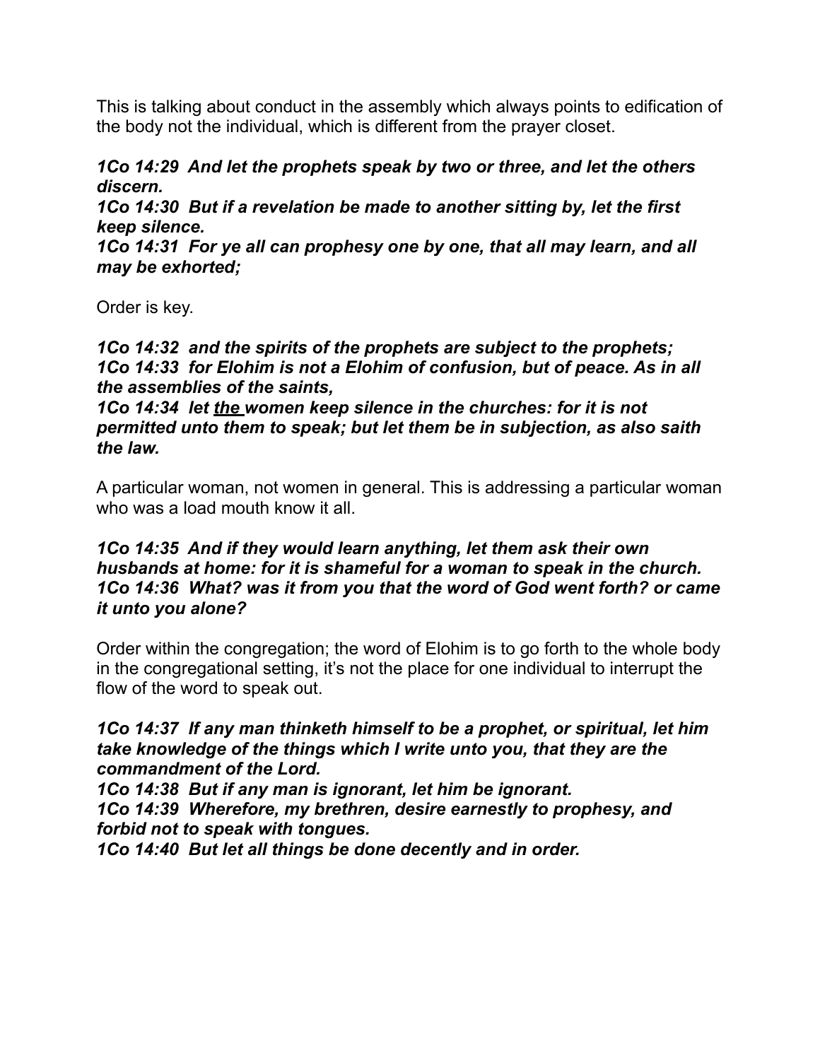This is talking about conduct in the assembly which always points to edification of the body not the individual, which is different from the prayer closet.

***1Co 14:29  And let the prophets speak by two or three, and let the others discern.***
***1Co 14:30  But if a revelation be made to another sitting by, let the first keep silence.***
***1Co 14:31  For ye all can prophesy one by one, that all may learn, and all may be exhorted;***

Order is key.

***1Co 14:32  and the spirits of the prophets are subject to the prophets;***
***1Co 14:33  for Elohim is not a Elohim of confusion, but of peace. As in all the assemblies of the saints,***
***1Co 14:34  let <u>the</u> women keep silence in the churches: for it is not permitted unto them to speak; but let them be in subjection, as also saith the law.***

A particular woman, not women in general. This is addressing a particular woman who was a load mouth know it all.

***1Co 14:35  And if they would learn anything, let them ask their own husbands at home: for it is shameful for a woman to speak in the church.***
***1Co 14:36  What? was it from you that the word of God went forth? or came it unto you alone?***

Order within the congregation; the word of Elohim is to go forth to the whole body in the congregational setting, it's not the place for one individual to interrupt the flow of the word to speak out.

***1Co 14:37  If any man thinketh himself to be a prophet, or spiritual, let him take knowledge of the things which I write unto you, that they are the commandment of the Lord.***
***1Co 14:38  But if any man is ignorant, let him be ignorant.***
***1Co 14:39  Wherefore, my brethren, desire earnestly to prophesy, and forbid not to speak with tongues.***
***1Co 14:40  But let all things be done decently and in order.***